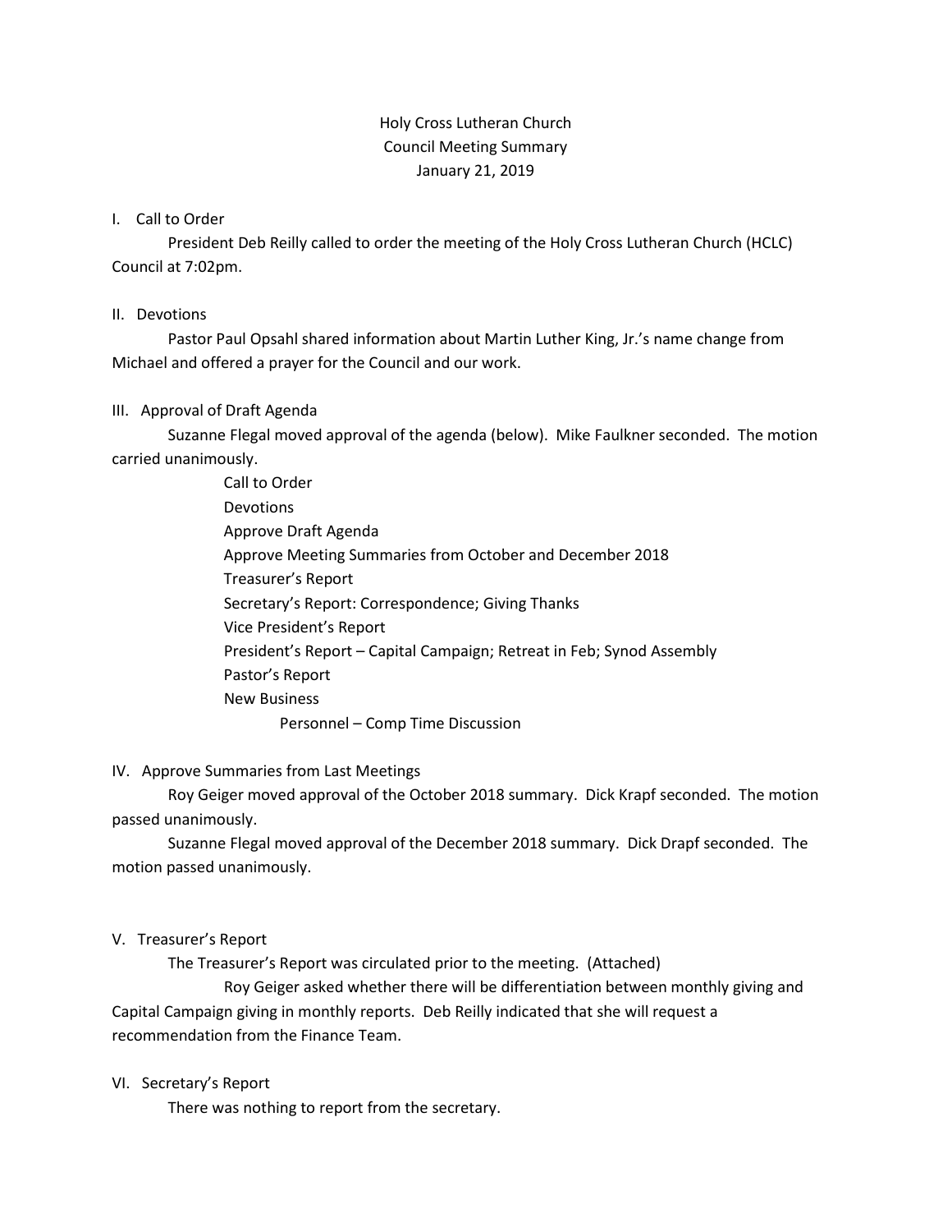# Holy Cross Lutheran Church
## Council Meeting Summary
### January 21, 2019

I. Call to Order

President Deb Reilly called to order the meeting of the Holy Cross Lutheran Church (HCLC) Council at 7:02pm.

II. Devotions

Pastor Paul Opsahl shared information about Martin Luther King, Jr.'s name change from Michael and offered a prayer for the Council and our work.

III. Approval of Draft Agenda

Suzanne Flegal moved approval of the agenda (below). Mike Faulkner seconded. The motion carried unanimously.

- Call to Order
- Devotions
- Approve Draft Agenda
- Approve Meeting Summaries from October and December 2018
- Treasurer's Report
- Secretary's Report: Correspondence; Giving Thanks
- Vice President's Report
- President's Report – Capital Campaign; Retreat in Feb; Synod Assembly
- Pastor's Report
- New Business
    - Personnel – Comp Time Discussion

IV. Approve Summaries from Last Meetings

Roy Geiger moved approval of the October 2018 summary. Dick Krapf seconded. The motion passed unanimously.

Suzanne Flegal moved approval of the December 2018 summary. Dick Drapf seconded. The motion passed unanimously.

V. Treasurer's Report

The Treasurer's Report was circulated prior to the meeting. (Attached)

Roy Geiger asked whether there will be differentiation between monthly giving and Capital Campaign giving in monthly reports. Deb Reilly indicated that she will request a recommendation from the Finance Team.

VI. Secretary's Report

There was nothing to report from the secretary.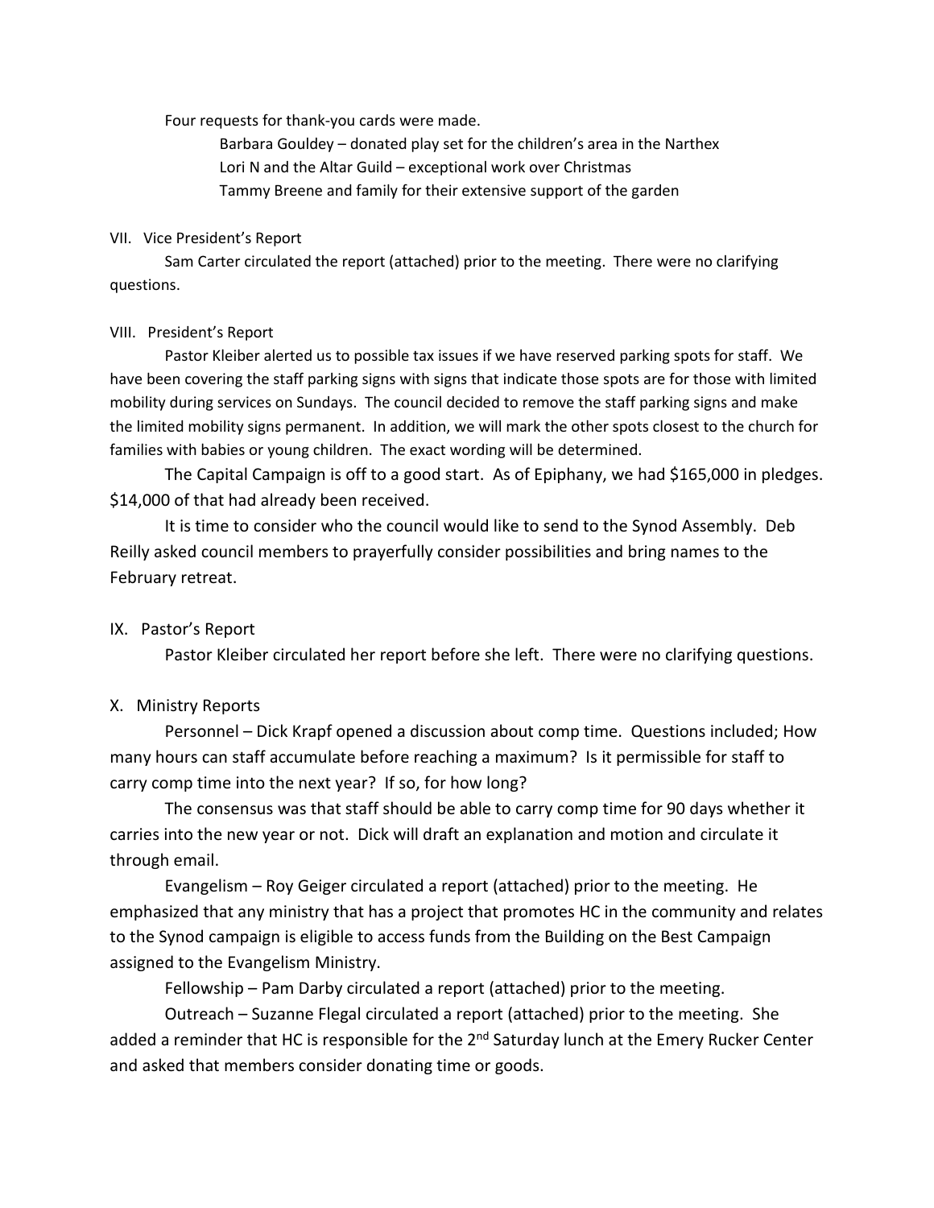Four requests for thank-you cards were made.

Barbara Gouldey – donated play set for the children's area in the Narthex
Lori N and the Altar Guild – exceptional work over Christmas
Tammy Breene and family for their extensive support of the garden

## VII. Vice President's Report

Sam Carter circulated the report (attached) prior to the meeting. There were no clarifying questions.

## VIII. President's Report

Pastor Kleiber alerted us to possible tax issues if we have reserved parking spots for staff. We have been covering the staff parking signs with signs that indicate those spots are for those with limited mobility during services on Sundays. The council decided to remove the staff parking signs and make the limited mobility signs permanent. In addition, we will mark the other spots closest to the church for families with babies or young children. The exact wording will be determined.

The Capital Campaign is off to a good start. As of Epiphany, we had $165,000 in pledges. $14,000 of that had already been received.

It is time to consider who the council would like to send to the Synod Assembly. Deb Reilly asked council members to prayerfully consider possibilities and bring names to the February retreat.

## IX. Pastor's Report

Pastor Kleiber circulated her report before she left. There were no clarifying questions.

## X. Ministry Reports

Personnel – Dick Krapf opened a discussion about comp time. Questions included; How many hours can staff accumulate before reaching a maximum? Is it permissible for staff to carry comp time into the next year? If so, for how long?

The consensus was that staff should be able to carry comp time for 90 days whether it carries into the new year or not. Dick will draft an explanation and motion and circulate it through email.

Evangelism – Roy Geiger circulated a report (attached) prior to the meeting. He emphasized that any ministry that has a project that promotes HC in the community and relates to the Synod campaign is eligible to access funds from the Building on the Best Campaign assigned to the Evangelism Ministry.

Fellowship – Pam Darby circulated a report (attached) prior to the meeting.

Outreach – Suzanne Flegal circulated a report (attached) prior to the meeting. She added a reminder that HC is responsible for the 2nd Saturday lunch at the Emery Rucker Center and asked that members consider donating time or goods.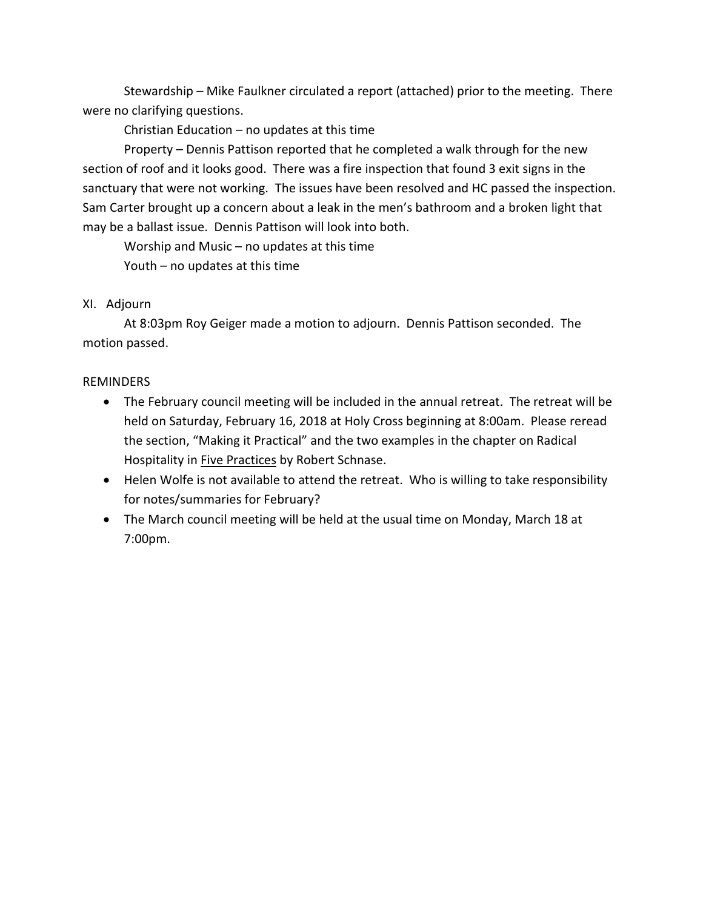Stewardship – Mike Faulkner circulated a report (attached) prior to the meeting. There were no clarifying questions.

Christian Education – no updates at this time

Property – Dennis Pattison reported that he completed a walk through for the new section of roof and it looks good. There was a fire inspection that found 3 exit signs in the sanctuary that were not working. The issues have been resolved and HC passed the inspection. Sam Carter brought up a concern about a leak in the men's bathroom and a broken light that may be a ballast issue. Dennis Pattison will look into both.

Worship and Music – no updates at this time

Youth – no updates at this time

XI. Adjourn

At 8:03pm Roy Geiger made a motion to adjourn. Dennis Pattison seconded. The motion passed.

REMINDERS

- The February council meeting will be included in the annual retreat. The retreat will be held on Saturday, February 16, 2018 at Holy Cross beginning at 8:00am. Please reread the section, "Making it Practical" and the two examples in the chapter on Radical Hospitality in Five Practices by Robert Schnase.
- Helen Wolfe is not available to attend the retreat. Who is willing to take responsibility for notes/summaries for February?
- The March council meeting will be held at the usual time on Monday, March 18 at 7:00pm.